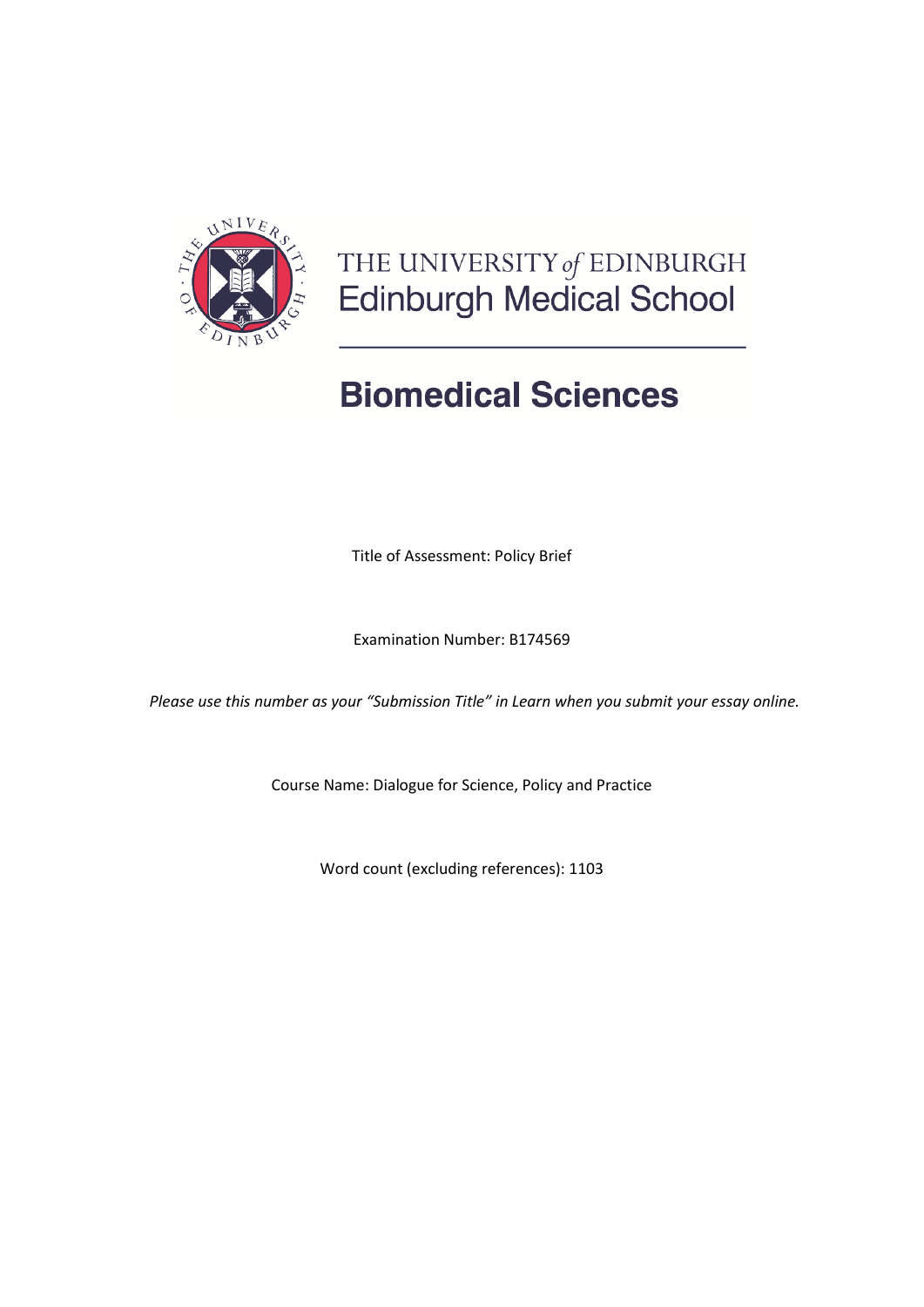THE UNIVERSITY *of* EDINBURGH
Edinburgh Medical School

# Biomedical Sciences

Title of Assessment: Policy Brief

Examination Number: B174569

*Please use this number as your "Submission Title" in Learn when you submit your essay online.*

Course Name: Dialogue for Science, Policy and Practice

Word count (excluding references): 1103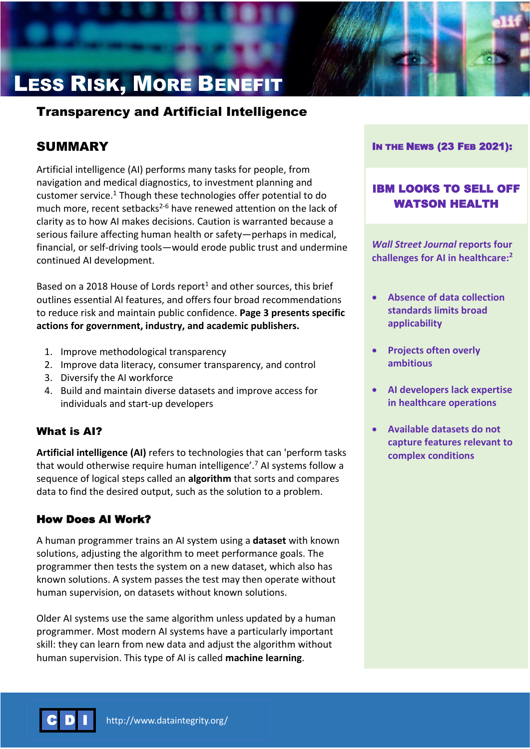# Less Risk, More Benefit

## Transparency and Artificial Intelligence

## SUMMARY

Artificial intelligence (AI) performs many tasks for people, from navigation and medical diagnostics, to investment planning and customer service.[1] Though these technologies offer potential to do much more, recent setbacks[2-6] have renewed attention on the lack of clarity as to how AI makes decisions. Caution is warranted because a serious failure affecting human health or safety—perhaps in medical, financial, or self-driving tools—would erode public trust and undermine continued AI development.

Based on a 2018 House of Lords report[1] and other sources, this brief outlines essential AI features, and offers four broad recommendations to reduce risk and maintain public confidence. **Page 3 presents specific actions for government, industry, and academic publishers.**

1. Improve methodological transparency
2. Improve data literacy, consumer transparency, and control
3. Diversify the AI workforce
4. Build and maintain diverse datasets and improve access for individuals and start-up developers

### What is AI?

**Artificial intelligence (AI)** refers to technologies that can 'perform tasks that would otherwise require human intelligence'.[7] AI systems follow a sequence of logical steps called an **algorithm** that sorts and compares data to find the desired output, such as the solution to a problem.

### How Does AI Work?

A human programmer trains an AI system using a **dataset** with known solutions, adjusting the algorithm to meet performance goals. The programmer then tests the system on a new dataset, which also has known solutions. A system passes the test may then operate without human supervision, on datasets without known solutions.

Older AI systems use the same algorithm unless updated by a human programmer. Most modern AI systems have a particularly important skill: they can learn from new data and adjust the algorithm without human supervision. This type of AI is called **machine learning**.

**In the News (23 Feb 2021):**

**IBM LOOKS TO SELL OFF WATSON HEALTH**

***Wall Street Journal* reports four challenges for AI in healthcare:[2]**

- **Absence of data collection standards limits broad applicability**
- **Projects often overly ambitious**
- **AI developers lack expertise in healthcare operations**
- **Available datasets do not capture features relevant to complex conditions**

CDI http://www.dataintegrity.org/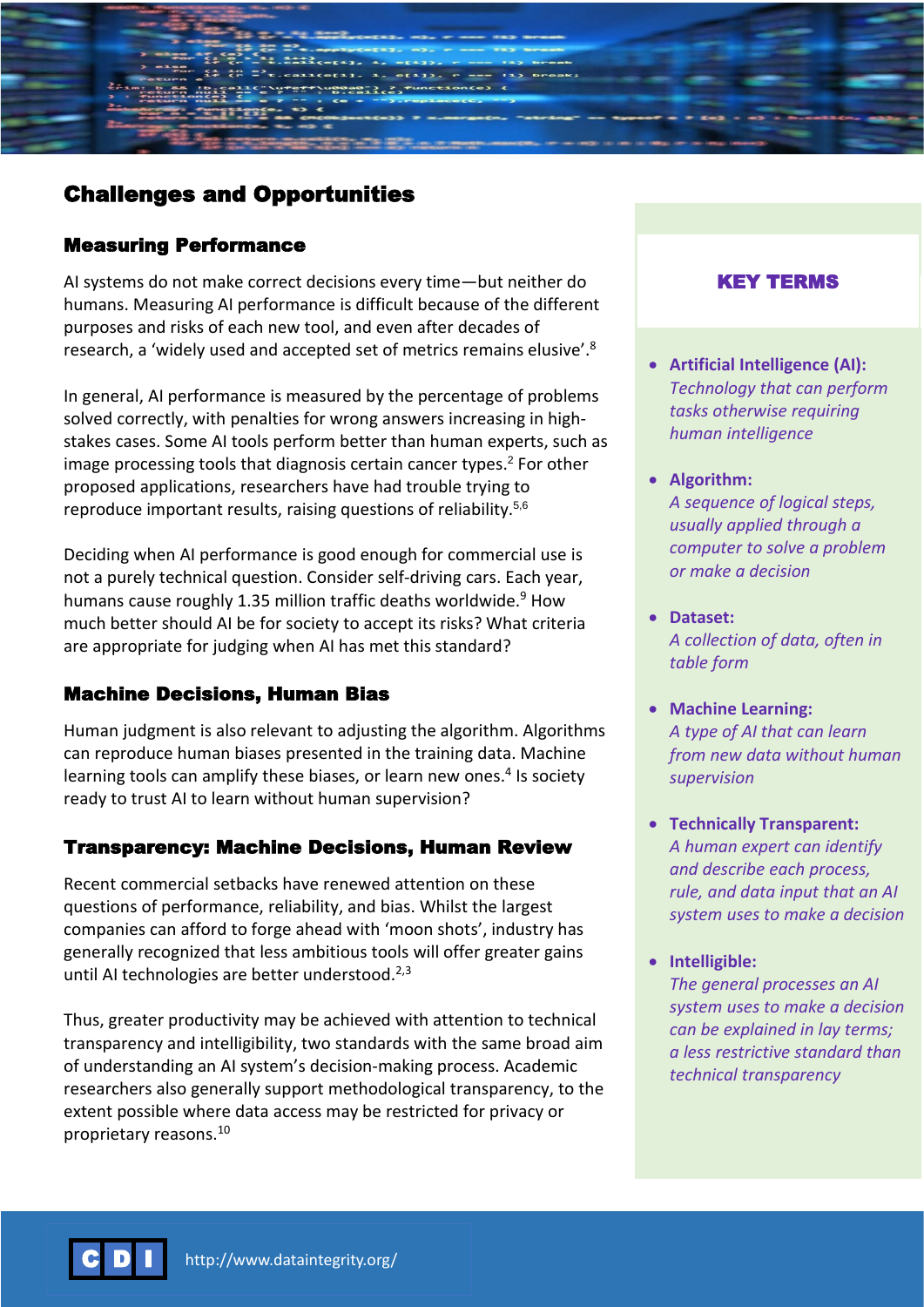## Challenges and Opportunities

### Measuring Performance

AI systems do not make correct decisions every time—but neither do humans. Measuring AI performance is difficult because of the different purposes and risks of each new tool, and even after decades of research, a 'widely used and accepted set of metrics remains elusive'.[8]

In general, AI performance is measured by the percentage of problems solved correctly, with penalties for wrong answers increasing in high-stakes cases. Some AI tools perform better than human experts, such as image processing tools that diagnosis certain cancer types.[2] For other proposed applications, researchers have had trouble trying to reproduce important results, raising questions of reliability.[5,6]

Deciding when AI performance is good enough for commercial use is not a purely technical question. Consider self-driving cars. Each year, humans cause roughly 1.35 million traffic deaths worldwide.[9] How much better should AI be for society to accept its risks? What criteria are appropriate for judging when AI has met this standard?

### Machine Decisions, Human Bias

Human judgment is also relevant to adjusting the algorithm. Algorithms can reproduce human biases presented in the training data. Machine learning tools can amplify these biases, or learn new ones.[4] Is society ready to trust AI to learn without human supervision?

### Transparency: Machine Decisions, Human Review

Recent commercial setbacks have renewed attention on these questions of performance, reliability, and bias. Whilst the largest companies can afford to forge ahead with 'moon shots', industry has generally recognized that less ambitious tools will offer greater gains until AI technologies are better understood.[2,3]

Thus, greater productivity may be achieved with attention to technical transparency and intelligibility, two standards with the same broad aim of understanding an AI system's decision-making process. Academic researchers also generally support methodological transparency, to the extent possible where data access may be restricted for privacy or proprietary reasons.[10]

### KEY TERMS

- **Artificial Intelligence (AI):** *Technology that can perform tasks otherwise requiring human intelligence*
- **Algorithm:** *A sequence of logical steps, usually applied through a computer to solve a problem or make a decision*
- **Dataset:** *A collection of data, often in table form*
- **Machine Learning:** *A type of AI that can learn from new data without human supervision*
- **Technically Transparent:** *A human expert can identify and describe each process, rule, and data input that an AI system uses to make a decision*
- **Intelligible:** *The general processes an AI system uses to make a decision can be explained in lay terms; a less restrictive standard than technical transparency*

CDI http://www.dataintegrity.org/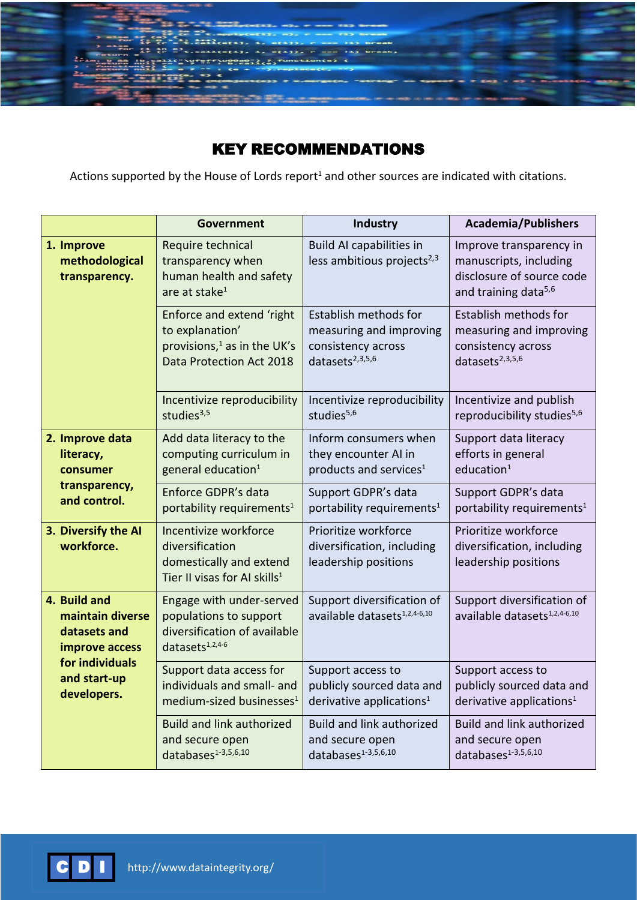# KEY RECOMMENDATIONS

Actions supported by the House of Lords report[1] and other sources are indicated with citations.

| | Government | Industry | Academia/Publishers |
|---|---|---|---|
| **1. Improve methodological transparency.** | Require technical transparency when human health and safety are at stake[1] | Build AI capabilities in less ambitious projects[2,3] | Improve transparency in manuscripts, including disclosure of source code and training data[5,6] |
| | Enforce and extend 'right to explanation' provisions,[1] as in the UK's Data Protection Act 2018 | Establish methods for measuring and improving consistency across datasets[2,3,5,6] | Establish methods for measuring and improving consistency across datasets[2,3,5,6] |
| | Incentivize reproducibility studies[3,5] | Incentivize reproducibility studies[5,6] | Incentivize and publish reproducibility studies[5,6] |
| **2. Improve data literacy, consumer transparency, and control.** | Add data literacy to the computing curriculum in general education[1] | Inform consumers when they encounter AI in products and services[1] | Support data literacy efforts in general education[1] |
| | Enforce GDPR's data portability requirements[1] | Support GDPR's data portability requirements[1] | Support GDPR's data portability requirements[1] |
| **3. Diversify the AI workforce.** | Incentivize workforce diversification domestically and extend Tier II visas for AI skills[1] | Prioritize workforce diversification, including leadership positions | Prioritize workforce diversification, including leadership positions |
| **4. Build and maintain diverse datasets and improve access for individuals and start-up developers.** | Engage with under-served populations to support diversification of available datasets[1,2,4-6] | Support diversification of available datasets[1,2,4-6,10] | Support diversification of available datasets[1,2,4-6,10] |
| | Support data access for individuals and small- and medium-sized businesses[1] | Support access to publicly sourced data and derivative applications[1] | Support access to publicly sourced data and derivative applications[1] |
| | Build and link authorized and secure open databases[1-3,5,6,10] | Build and link authorized and secure open databases[1-3,5,6,10] | Build and link authorized and secure open databases[1-3,5,6,10] |

CDI http://www.dataintegrity.org/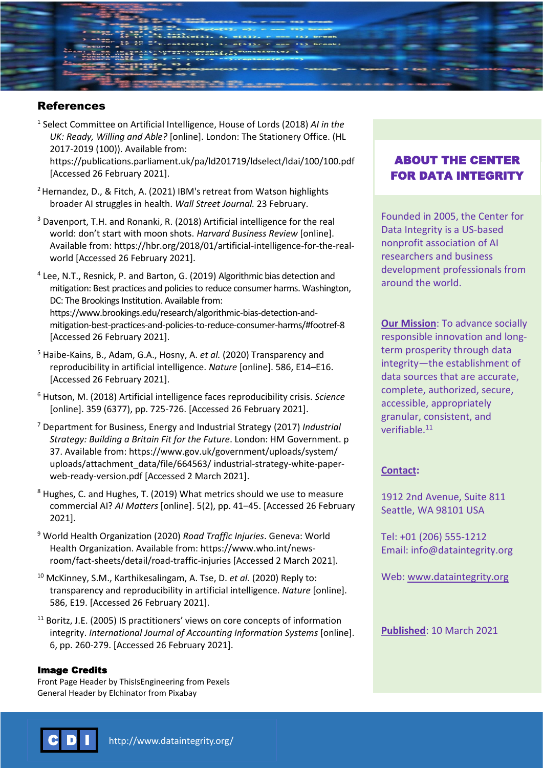## References

[1] Select Committee on Artificial Intelligence, House of Lords (2018) *AI in the UK: Ready, Willing and Able?* [online]. London: The Stationery Office. (HL 2017-2019 (100)). Available from: https://publications.parliament.uk/pa/ld201719/ldselect/ldai/100/100.pdf [Accessed 26 February 2021].

[2] Hernandez, D., & Fitch, A. (2021) IBM's retreat from Watson highlights broader AI struggles in health. *Wall Street Journal.* 23 February.

[3] Davenport, T.H. and Ronanki, R. (2018) Artificial intelligence for the real world: don't start with moon shots. *Harvard Business Review* [online]. Available from: https://hbr.org/2018/01/artificial-intelligence-for-the-real-world [Accessed 26 February 2021].

[4] Lee, N.T., Resnick, P. and Barton, G. (2019) Algorithmic bias detection and mitigation: Best practices and policies to reduce consumer harms. Washington, DC: The Brookings Institution. Available from: https://www.brookings.edu/research/algorithmic-bias-detection-and-mitigation-best-practices-and-policies-to-reduce-consumer-harms/#footref-8 [Accessed 26 February 2021].

[5] Haibe-Kains, B., Adam, G.A., Hosny, A. *et al.* (2020) Transparency and reproducibility in artificial intelligence. *Nature* [online]. 586, E14–E16. [Accessed 26 February 2021].

[6] Hutson, M. (2018) Artificial intelligence faces reproducibility crisis. *Science* [online]. 359 (6377), pp. 725-726. [Accessed 26 February 2021].

[7] Department for Business, Energy and Industrial Strategy (2017) *Industrial Strategy: Building a Britain Fit for the Future*. London: HM Government. p 37. Available from: https://www.gov.uk/government/uploads/system/uploads/attachment_data/file/664563/ industrial-strategy-white-paper-web-ready-version.pdf [Accessed 2 March 2021].

[8] Hughes, C. and Hughes, T. (2019) What metrics should we use to measure commercial AI? *AI Matters* [online]. 5(2), pp. 41–45. [Accessed 26 February 2021].

[9] World Health Organization (2020) *Road Traffic Injuries*. Geneva: World Health Organization. Available from: https://www.who.int/news-room/fact-sheets/detail/road-traffic-injuries [Accessed 2 March 2021].

[10] McKinney, S.M., Karthikesalingam, A. Tse, D. *et al.* (2020) Reply to: transparency and reproducibility in artificial intelligence. *Nature* [online]. 586, E19. [Accessed 26 February 2021].

[11] Boritz, J.E. (2005) IS practitioners' views on core concepts of information integrity. *International Journal of Accounting Information Systems* [online]. 6, pp. 260-279. [Accessed 26 February 2021].

### Image Credits

Front Page Header by ThisIsEngineering from Pexels
General Header by Elchinator from Pixabay

## ABOUT THE CENTER FOR DATA INTEGRITY

Founded in 2005, the Center for Data Integrity is a US-based nonprofit association of AI researchers and business development professionals from around the world.

**Our Mission**: To advance socially responsible innovation and long-term prosperity through data integrity—the establishment of data sources that are accurate, complete, authorized, secure, accessible, appropriately granular, consistent, and verifiable.[11]

**Contact:**

1912 2nd Avenue, Suite 811
Seattle, WA 98101 USA

Tel: +01 (206) 555-1212
Email: info@dataintegrity.org

Web: www.dataintegrity.org

**Published**: 10 March 2021

CDI http://www.dataintegrity.org/